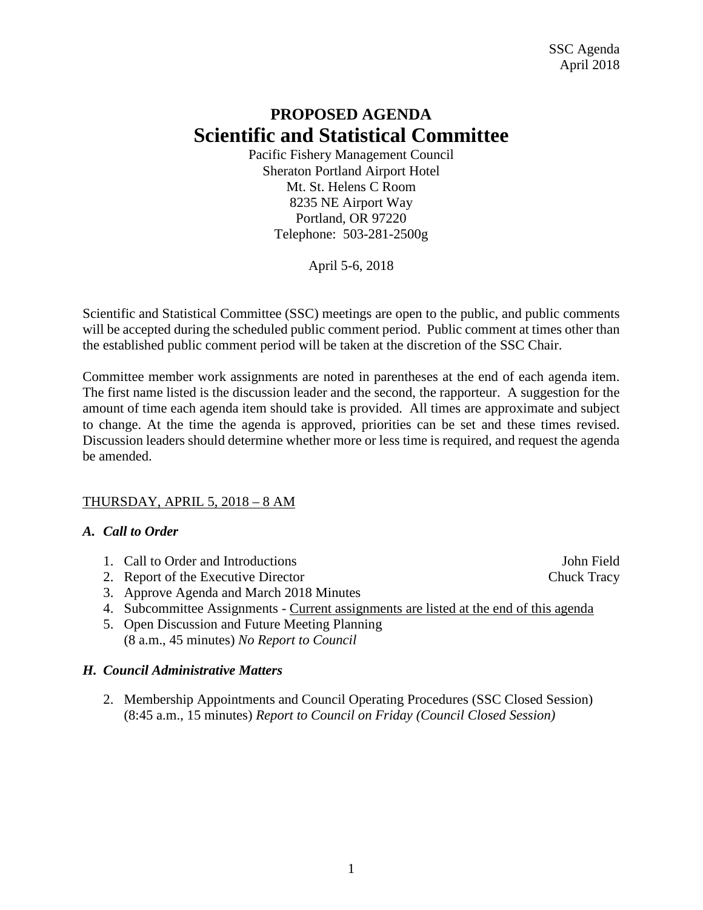SSC Agenda
April 2018

# PROPOSED AGENDA
# Scientific and Statistical Committee

Pacific Fishery Management Council
Sheraton Portland Airport Hotel
Mt. St. Helens C Room
8235 NE Airport Way
Portland, OR 97220
Telephone: 503-281-2500g

April 5-6, 2018

Scientific and Statistical Committee (SSC) meetings are open to the public, and public comments will be accepted during the scheduled public comment period. Public comment at times other than the established public comment period will be taken at the discretion of the SSC Chair.

Committee member work assignments are noted in parentheses at the end of each agenda item. The first name listed is the discussion leader and the second, the rapporteur. A suggestion for the amount of time each agenda item should take is provided. All times are approximate and subject to change. At the time the agenda is approved, priorities can be set and these times revised. Discussion leaders should determine whether more or less time is required, and request the agenda be amended.

THURSDAY, APRIL 5, 2018 – 8 AM

### *A. Call to Order*

1. Call to Order and Introductions — John Field
2. Report of the Executive Director — Chuck Tracy
3. Approve Agenda and March 2018 Minutes
4. Subcommittee Assignments - Current assignments are listed at the end of this agenda
5. Open Discussion and Future Meeting Planning
   (8 a.m., 45 minutes) *No Report to Council*

### *H. Council Administrative Matters*

2. Membership Appointments and Council Operating Procedures (SSC Closed Session)
   (8:45 a.m., 15 minutes) *Report to Council on Friday (Council Closed Session)*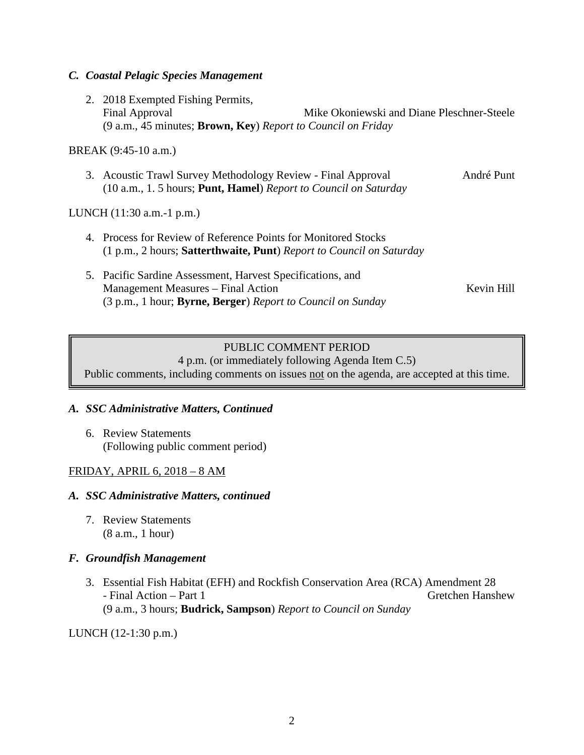### *C. Coastal Pelagic Species Management*

2. 2018 Exempted Fishing Permits, Final Approval — Mike Okoniewski and Diane Pleschner-Steele
   (9 a.m., 45 minutes; **Brown, Key**) *Report to Council on Friday*

BREAK (9:45-10 a.m.)

3. Acoustic Trawl Survey Methodology Review - Final Approval — André Punt
   (10 a.m., 1. 5 hours; **Punt, Hamel**) *Report to Council on Saturday*

LUNCH (11:30 a.m.-1 p.m.)

4. Process for Review of Reference Points for Monitored Stocks
   (1 p.m., 2 hours; **Satterthwaite, Punt**) *Report to Council on Saturday*

5. Pacific Sardine Assessment, Harvest Specifications, and Management Measures – Final Action — Kevin Hill
   (3 p.m., 1 hour; **Byrne, Berger**) *Report to Council on Sunday*

> PUBLIC COMMENT PERIOD
> 4 p.m. (or immediately following Agenda Item C.5)
> Public comments, including comments on issues not on the agenda, are accepted at this time.

### *A. SSC Administrative Matters, Continued*

6. Review Statements
   (Following public comment period)

FRIDAY, APRIL 6, 2018 – 8 AM

### *A. SSC Administrative Matters, continued*

7. Review Statements
   (8 a.m., 1 hour)

### *F. Groundfish Management*

3. Essential Fish Habitat (EFH) and Rockfish Conservation Area (RCA) Amendment 28 - Final Action – Part 1 — Gretchen Hanshew
   (9 a.m., 3 hours; **Budrick, Sampson**) *Report to Council on Sunday*

LUNCH (12-1:30 p.m.)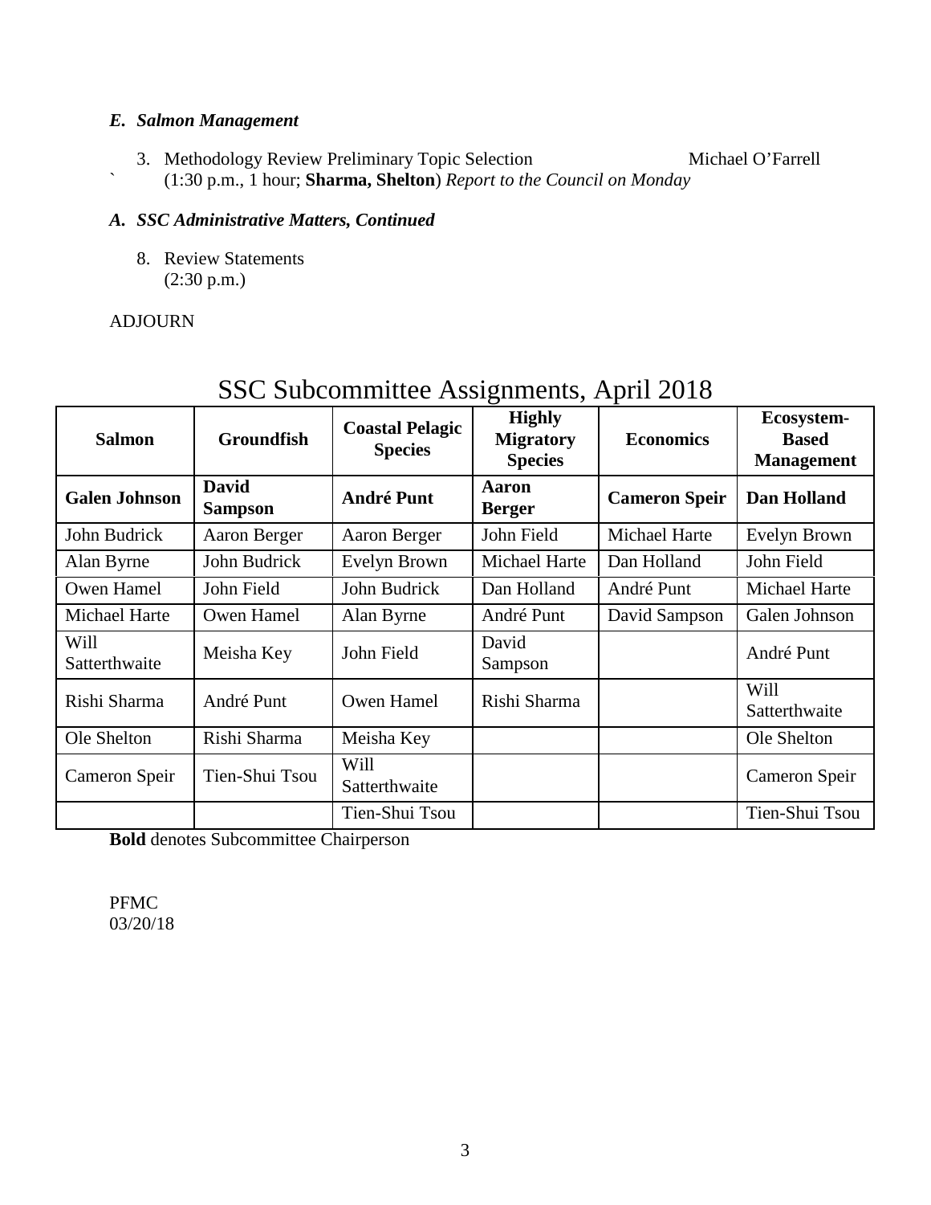### *E. Salmon Management*

3. Methodology Review Preliminary Topic Selection Michael O'Farrell
` (1:30 p.m., 1 hour; **Sharma, Shelton**) *Report to the Council on Monday*

### *A. SSC Administrative Matters, Continued*

8. Review Statements
   (2:30 p.m.)

ADJOURN

## SSC Subcommittee Assignments, April 2018

| Salmon | Groundfish | Coastal Pelagic Species | Highly Migratory Species | Economics | Ecosystem-Based Management |
|---|---|---|---|---|---|
| **Galen Johnson** | **David Sampson** | **André Punt** | **Aaron Berger** | **Cameron Speir** | **Dan Holland** |
| John Budrick | Aaron Berger | Aaron Berger | John Field | Michael Harte | Evelyn Brown |
| Alan Byrne | John Budrick | Evelyn Brown | Michael Harte | Dan Holland | John Field |
| Owen Hamel | John Field | John Budrick | Dan Holland | André Punt | Michael Harte |
| Michael Harte | Owen Hamel | Alan Byrne | André Punt | David Sampson | Galen Johnson |
| Will Satterthwaite | Meisha Key | John Field | David Sampson | | André Punt |
| Rishi Sharma | André Punt | Owen Hamel | Rishi Sharma | | Will Satterthwaite |
| Ole Shelton | Rishi Sharma | Meisha Key | | | Ole Shelton |
| Cameron Speir | Tien-Shui Tsou | Will Satterthwaite | | | Cameron Speir |
| | | Tien-Shui Tsou | | | Tien-Shui Tsou |

**Bold** denotes Subcommittee Chairperson

PFMC
03/20/18